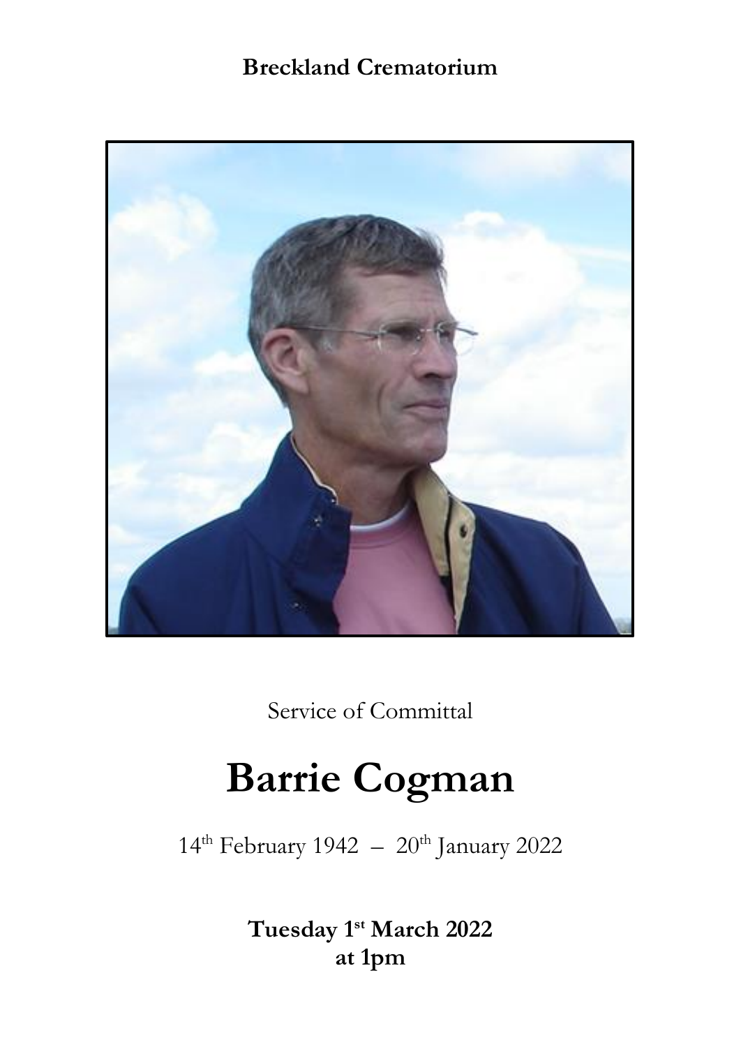**Breckland Crematorium**

Service of Committal

# Barrie Cogman

14th February 1942 – 20th January 2022

**Tuesday 1st March 2022**
**at 1pm**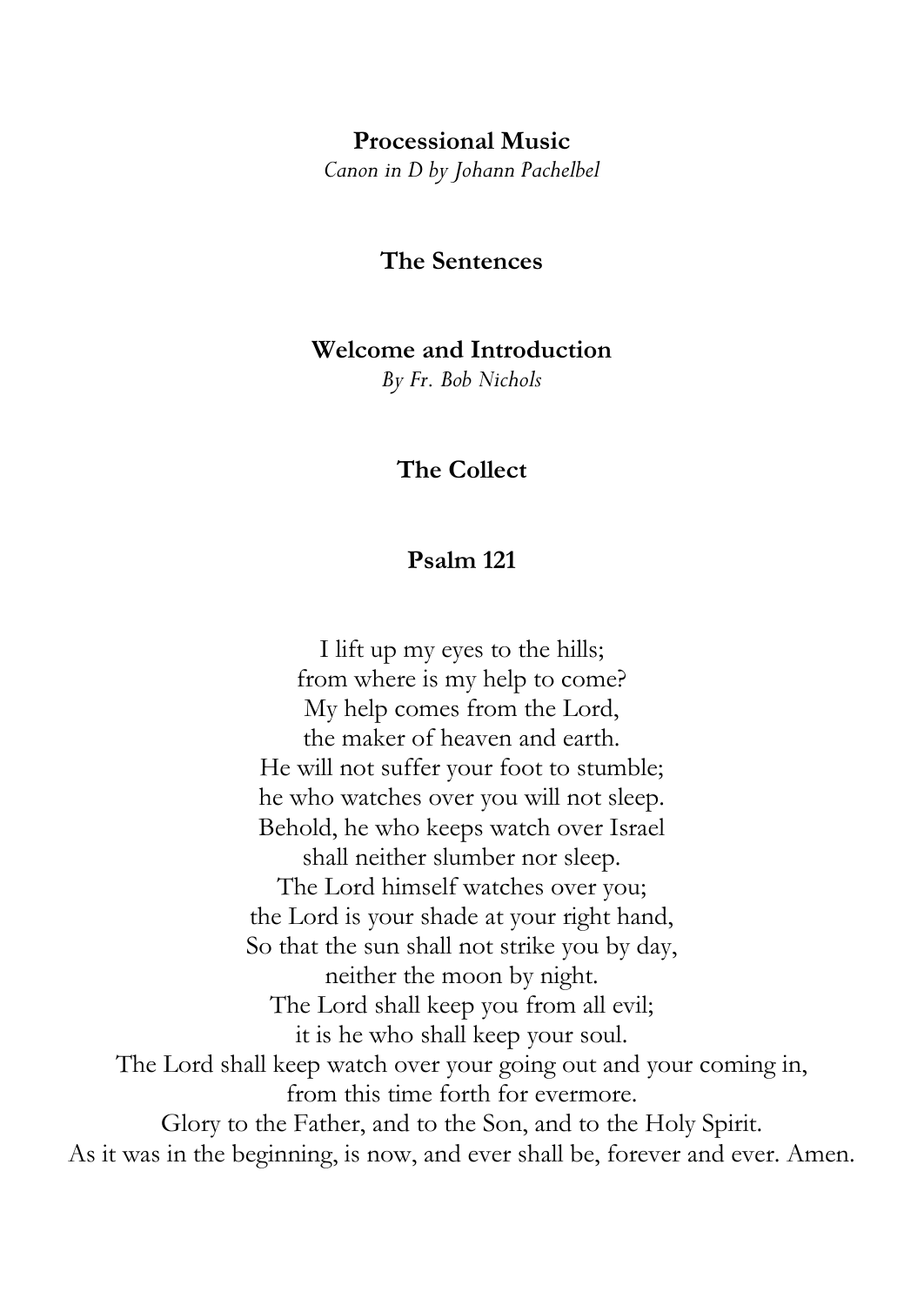**Processional Music**

*Canon in D by Johann Pachelbel*

**The Sentences**

**Welcome and Introduction**

*By Fr. Bob Nichols*

**The Collect**

**Psalm 121**

I lift up my eyes to the hills;
from where is my help to come?
My help comes from the Lord,
the maker of heaven and earth.
He will not suffer your foot to stumble;
he who watches over you will not sleep.
Behold, he who keeps watch over Israel
shall neither slumber nor sleep.
The Lord himself watches over you;
the Lord is your shade at your right hand,
So that the sun shall not strike you by day,
neither the moon by night.
The Lord shall keep you from all evil;
it is he who shall keep your soul.
The Lord shall keep watch over your going out and your coming in,
from this time forth for evermore.
Glory to the Father, and to the Son, and to the Holy Spirit.
As it was in the beginning, is now, and ever shall be, forever and ever. Amen.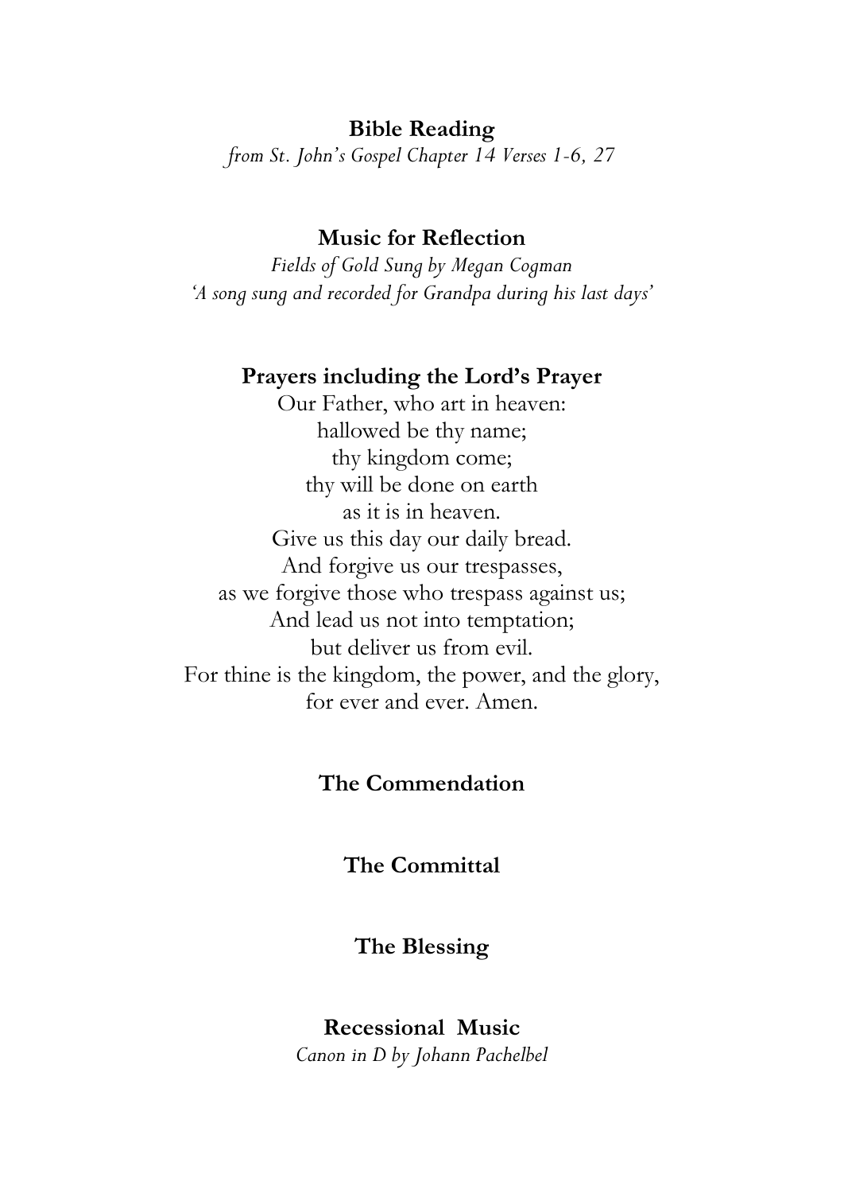**Bible Reading**

*from St. John's Gospel Chapter 14 Verses 1-6, 27*

**Music for Reflection**

*Fields of Gold Sung by Megan Cogman*
*'A song sung and recorded for Grandpa during his last days'*

**Prayers including the Lord's Prayer**

Our Father, who art in heaven:
hallowed be thy name;
thy kingdom come;
thy will be done on earth
as it is in heaven.
Give us this day our daily bread.
And forgive us our trespasses,
as we forgive those who trespass against us;
And lead us not into temptation;
but deliver us from evil.
For thine is the kingdom, the power, and the glory,
for ever and ever. Amen.

**The Commendation**

**The Committal**

**The Blessing**

**Recessional Music**

*Canon in D by Johann Pachelbel*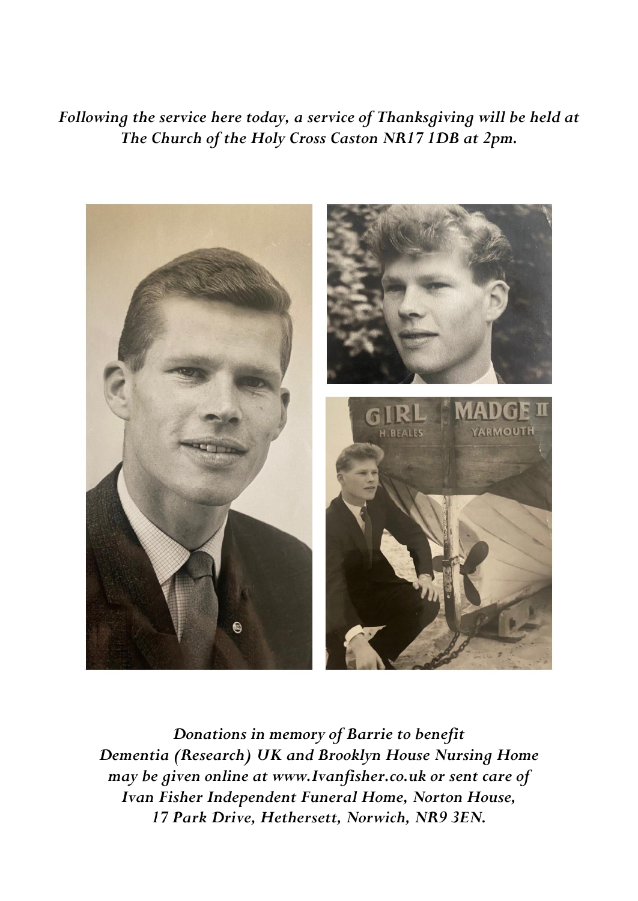*Following the service here today, a service of Thanksgiving will be held at The Church of the Holy Cross Caston NR17 1DB at 2pm.*

*Donations in memory of Barrie to benefit Dementia (Research) UK and Brooklyn House Nursing Home may be given online at www.Ivanfisher.co.uk or sent care of Ivan Fisher Independent Funeral Home, Norton House, 17 Park Drive, Hethersett, Norwich, NR9 3EN.*